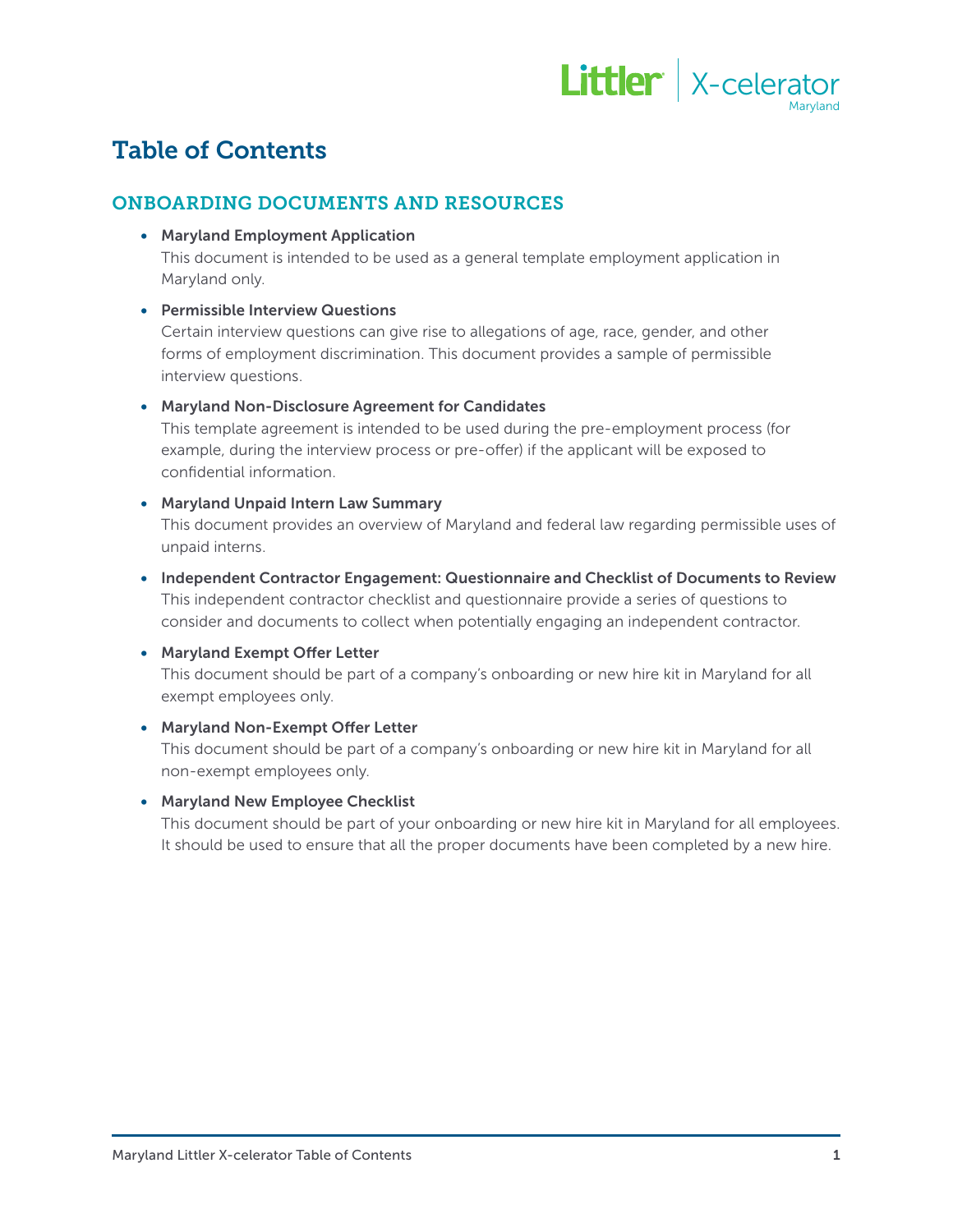# Table of Contents

## ONBOARDING DOCUMENTS AND RESOURCES

- **Maryland Employment Application**
  This document is intended to be used as a general template employment application in Maryland only.

- **Permissible Interview Questions**
  Certain interview questions can give rise to allegations of age, race, gender, and other forms of employment discrimination. This document provides a sample of permissible interview questions.

- **Maryland Non-Disclosure Agreement for Candidates**
  This template agreement is intended to be used during the pre-employment process (for example, during the interview process or pre-offer) if the applicant will be exposed to confidential information.

- **Maryland Unpaid Intern Law Summary**
  This document provides an overview of Maryland and federal law regarding permissible uses of unpaid interns.

- **Independent Contractor Engagement: Questionnaire and Checklist of Documents to Review**
  This independent contractor checklist and questionnaire provide a series of questions to consider and documents to collect when potentially engaging an independent contractor.

- **Maryland Exempt Offer Letter**
  This document should be part of a company's onboarding or new hire kit in Maryland for all exempt employees only.

- **Maryland Non-Exempt Offer Letter**
  This document should be part of a company's onboarding or new hire kit in Maryland for all non-exempt employees only.

- **Maryland New Employee Checklist**
  This document should be part of your onboarding or new hire kit in Maryland for all employees. It should be used to ensure that all the proper documents have been completed by a new hire.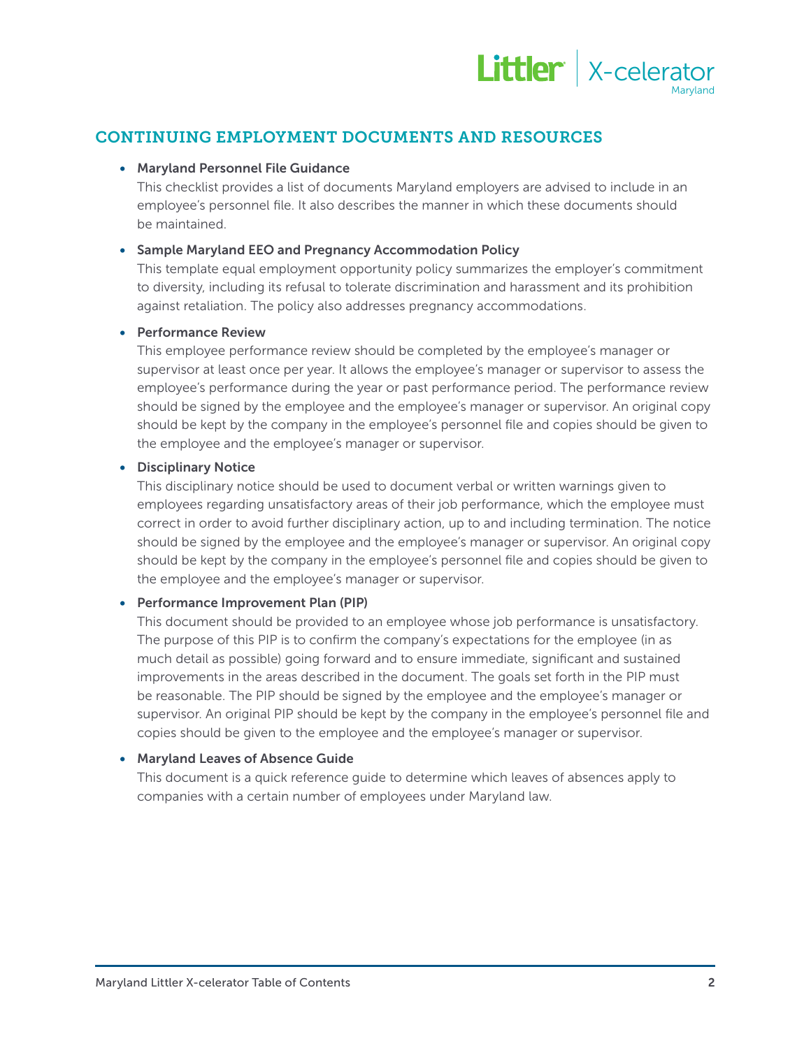## CONTINUING EMPLOYMENT DOCUMENTS AND RESOURCES

- **Maryland Personnel File Guidance**
  This checklist provides a list of documents Maryland employers are advised to include in an employee's personnel file. It also describes the manner in which these documents should be maintained.

- **Sample Maryland EEO and Pregnancy Accommodation Policy**
  This template equal employment opportunity policy summarizes the employer's commitment to diversity, including its refusal to tolerate discrimination and harassment and its prohibition against retaliation. The policy also addresses pregnancy accommodations.

- **Performance Review**
  This employee performance review should be completed by the employee's manager or supervisor at least once per year. It allows the employee's manager or supervisor to assess the employee's performance during the year or past performance period. The performance review should be signed by the employee and the employee's manager or supervisor. An original copy should be kept by the company in the employee's personnel file and copies should be given to the employee and the employee's manager or supervisor.

- **Disciplinary Notice**
  This disciplinary notice should be used to document verbal or written warnings given to employees regarding unsatisfactory areas of their job performance, which the employee must correct in order to avoid further disciplinary action, up to and including termination. The notice should be signed by the employee and the employee's manager or supervisor. An original copy should be kept by the company in the employee's personnel file and copies should be given to the employee and the employee's manager or supervisor.

- **Performance Improvement Plan (PIP)**
  This document should be provided to an employee whose job performance is unsatisfactory. The purpose of this PIP is to confirm the company's expectations for the employee (in as much detail as possible) going forward and to ensure immediate, significant and sustained improvements in the areas described in the document. The goals set forth in the PIP must be reasonable. The PIP should be signed by the employee and the employee's manager or supervisor. An original PIP should be kept by the company in the employee's personnel file and copies should be given to the employee and the employee's manager or supervisor.

- **Maryland Leaves of Absence Guide**
  This document is a quick reference guide to determine which leaves of absences apply to companies with a certain number of employees under Maryland law.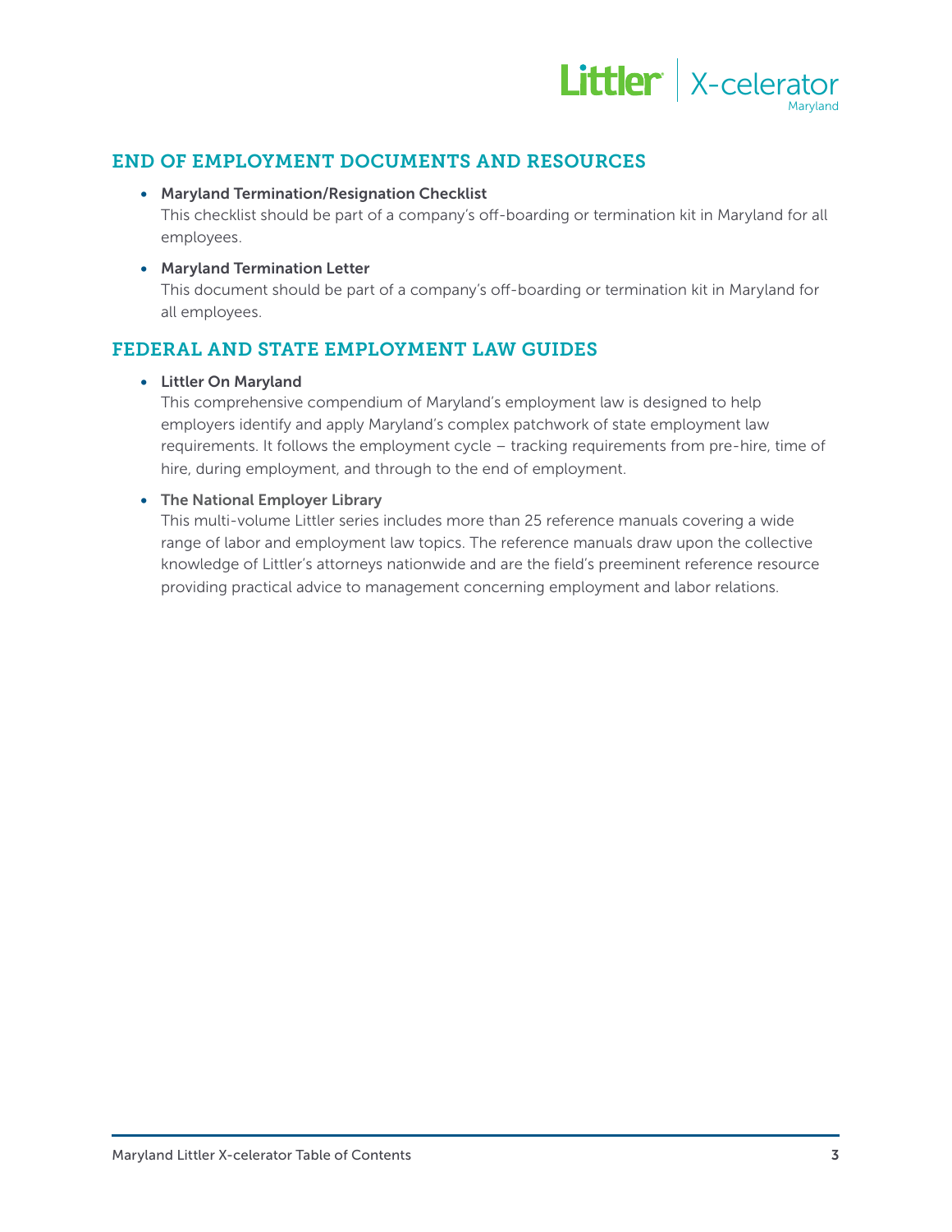## END OF EMPLOYMENT DOCUMENTS AND RESOURCES

- **Maryland Termination/Resignation Checklist**
  This checklist should be part of a company's off-boarding or termination kit in Maryland for all employees.

- **Maryland Termination Letter**
  This document should be part of a company's off-boarding or termination kit in Maryland for all employees.

## FEDERAL AND STATE EMPLOYMENT LAW GUIDES

- **Littler On Maryland**
  This comprehensive compendium of Maryland's employment law is designed to help employers identify and apply Maryland's complex patchwork of state employment law requirements. It follows the employment cycle – tracking requirements from pre-hire, time of hire, during employment, and through to the end of employment.

- **The National Employer Library**
  This multi-volume Littler series includes more than 25 reference manuals covering a wide range of labor and employment law topics. The reference manuals draw upon the collective knowledge of Littler's attorneys nationwide and are the field's preeminent reference resource providing practical advice to management concerning employment and labor relations.